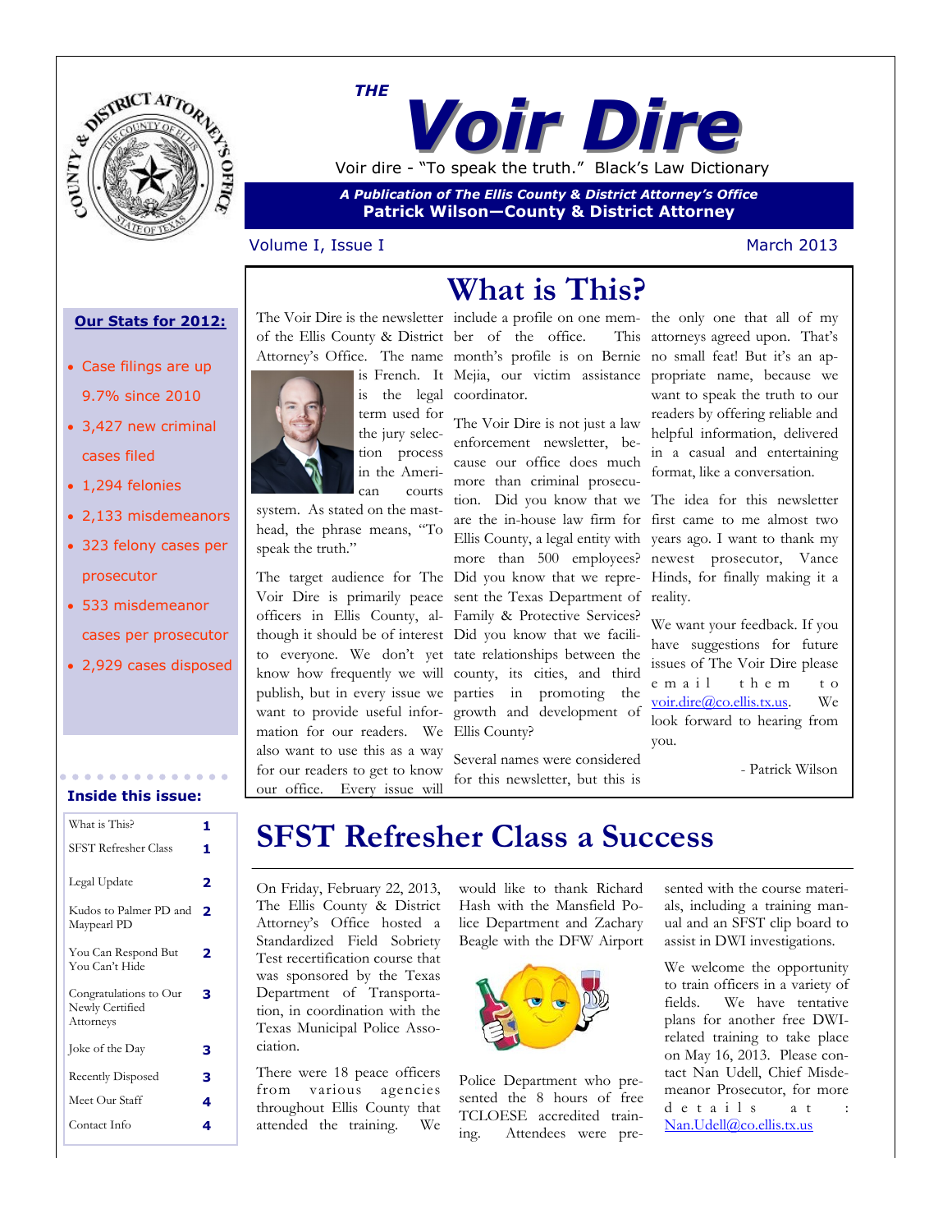# THE Voir Dire

Voir dire - "To speak the truth." Black's Law Dictionary

***A Publication of The Ellis County & District Attorney's Office***
**Patrick Wilson—County & District Attorney**

Volume I, Issue I — March 2013

**Our Stats for 2012:**

- Case filings are up 9.7% since 2010
- 3,427 new criminal cases filed
- 1,294 felonies
- 2,133 misdemeanors
- 323 felony cases per prosecutor
- 533 misdemeanor cases per prosecutor
- 2,929 cases disposed

**Inside this issue:**

| | |
|---|---|
| What is This? | 1 |
| SFST Refresher Class | 1 |
| Legal Update | 2 |
| Kudos to Palmer PD and Maypearl PD | 2 |
| You Can Respond But You Can't Hide | 2 |
| Congratulations to Our Newly Certified Attorneys | 3 |
| Joke of the Day | 3 |
| Recently Disposed | 3 |
| Meet Our Staff | 4 |
| Contact Info | 4 |

## What is This?

The Voir Dire is the newsletter of the Ellis County & District Attorney's Office. The name is French. It is the legal term used for the jury selection process in the American courts system. As stated on the masthead, the phrase means, "To speak the truth."

The target audience for The Voir Dire is primarily peace officers in Ellis County, although it should be of interest to everyone. We don't yet know how frequently we will publish, but in every issue we want to provide useful information for our readers. We also want to use this as a way for our readers to get to know our office. Every issue will include a profile on one member of the office. This month's profile is on Bernie Mejia, our victim assistance coordinator.

The Voir Dire is not just a law enforcement newsletter, because our office does much more than criminal prosecution. Did you know that we are the in-house law firm for Ellis County, a legal entity with more than 500 employees? Did you know that we represent the Texas Department of Family & Protective Services? Did you know that we facilitate relationships between the county, its cities, and third parties in promoting the growth and development of Ellis County?

Several names were considered for this newsletter, but this is the only one that all of my attorneys agreed upon. That's no small feat! But it's an appropriate name, because we want to speak the truth to our readers by offering reliable and helpful information, delivered in a casual and entertaining format, like a conversation.

The idea for this newsletter first came to me almost two years ago. I want to thank my newest prosecutor, Vance Hinds, for finally making it a reality.

We want your feedback. If you have suggestions for future issues of The Voir Dire please email them to voir.dire@co.ellis.tx.us. We look forward to hearing from you.

- Patrick Wilson

## SFST Refresher Class a Success

On Friday, February 22, 2013, The Ellis County & District Attorney's Office hosted a Standardized Field Sobriety Test recertification course that was sponsored by the Texas Department of Transportation, in coordination with the Texas Municipal Police Association.

There were 18 peace officers from various agencies throughout Ellis County that attended the training. We would like to thank Richard Hash with the Mansfield Police Department and Zachary Beagle with the DFW Airport Police Department who presented the 8 hours of free TCLOESE accredited training. Attendees were presented with the course materials, including a training manual and an SFST clip board to assist in DWI investigations.

We welcome the opportunity to train officers in a variety of fields. We have tentative plans for another free DWI-related training to take place on May 16, 2013. Please contact Nan Udell, Chief Misdemeanor Prosecutor, for more details at : Nan.Udell@co.ellis.tx.us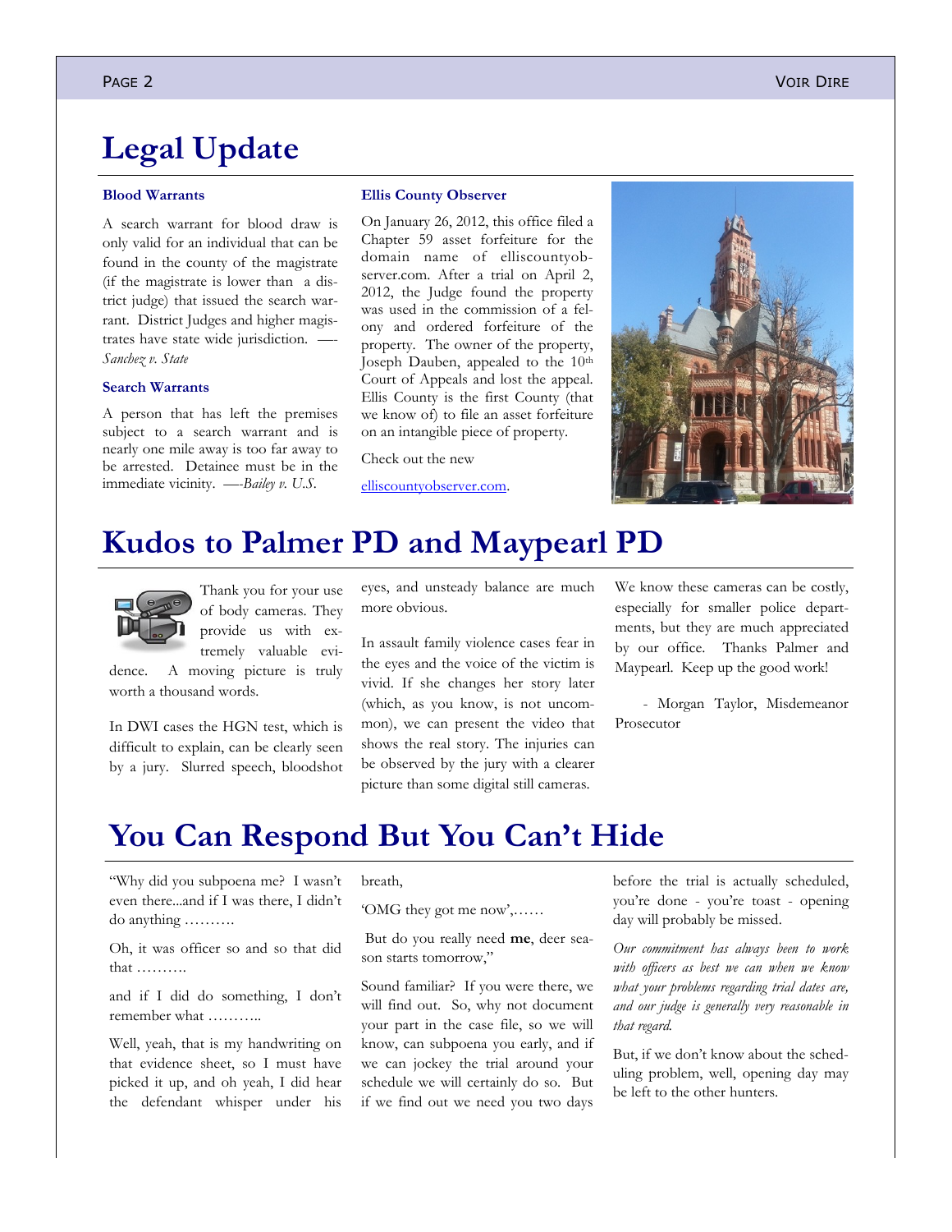# Legal Update

### Blood Warrants

A search warrant for blood draw is only valid for an individual that can be found in the county of the magistrate (if the magistrate is lower than a district judge) that issued the search warrant. District Judges and higher magistrates have state wide jurisdiction. —-*Sanchez v. State*

### Search Warrants

A person that has left the premises subject to a search warrant and is nearly one mile away is too far away to be arrested. Detainee must be in the immediate vicinity. —-*Bailey v. U.S.*

### Ellis County Observer

On January 26, 2012, this office filed a Chapter 59 asset forfeiture for the domain name of elliscountyobserver.com. After a trial on April 2, 2012, the Judge found the property was used in the commission of a felony and ordered forfeiture of the property. The owner of the property, Joseph Dauben, appealed to the 10th Court of Appeals and lost the appeal. Ellis County is the first County (that we know of) to file an asset forfeiture on an intangible piece of property.

Check out the new

[elliscountyobserver.com](http://elliscountyobserver.com).

# Kudos to Palmer PD and Maypearl PD

Thank you for your use of body cameras. They provide us with extremely valuable evidence. A moving picture is truly worth a thousand words.

In DWI cases the HGN test, which is difficult to explain, can be clearly seen by a jury. Slurred speech, bloodshot eyes, and unsteady balance are much more obvious.

In assault family violence cases fear in the eyes and the voice of the victim is vivid. If she changes her story later (which, as you know, is not uncommon), we can present the video that shows the real story. The injuries can be observed by the jury with a clearer picture than some digital still cameras.

We know these cameras can be costly, especially for smaller police departments, but they are much appreciated by our office. Thanks Palmer and Maypearl. Keep up the good work!

- Morgan Taylor, Misdemeanor Prosecutor

# You Can Respond But You Can't Hide

"Why did you subpoena me? I wasn't even there...and if I was there, I didn't do anything ……….

Oh, it was officer so and so that did that ……….

and if I did do something, I don't remember what ………..

Well, yeah, that is my handwriting on that evidence sheet, so I must have picked it up, and oh yeah, I did hear the defendant whisper under his breath,

'OMG they got me now',……

But do you really need **me**, deer season starts tomorrow,"

Sound familiar? If you were there, we will find out. So, why not document your part in the case file, so we will know, can subpoena you early, and if we can jockey the trial around your schedule we will certainly do so. But if we find out we need you two days before the trial is actually scheduled, you're done - you're toast - opening day will probably be missed.

*Our commitment has always been to work with officers as best we can when we know what your problems regarding trial dates are, and our judge is generally very reasonable in that regard.*

But, if we don't know about the scheduling problem, well, opening day may be left to the other hunters.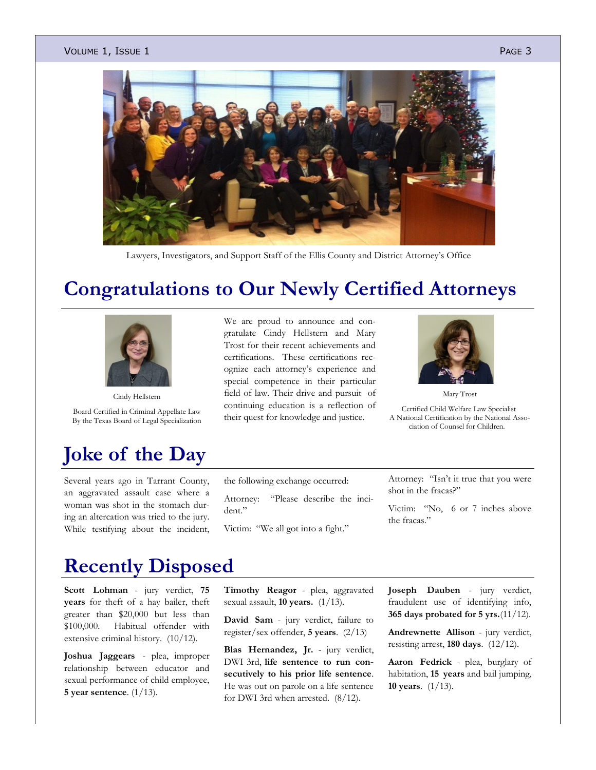Lawyers, Investigators, and Support Staff of the Ellis County and District Attorney's Office

# Congratulations to Our Newly Certified Attorneys

Cindy Hellstern

Board Certified in Criminal Appellate Law By the Texas Board of Legal Specialization

We are proud to announce and congratulate Cindy Hellstern and Mary Trost for their recent achievements and certifications. These certifications recognize each attorney's experience and special competence in their particular field of law. Their drive and pursuit of continuing education is a reflection of their quest for knowledge and justice.

Mary Trost

Certified Child Welfare Law Specialist A National Certification by the National Association of Counsel for Children.

# Joke of the Day

Several years ago in Tarrant County, an aggravated assault case where a woman was shot in the stomach during an altercation was tried to the jury. While testifying about the incident, the following exchange occurred:

Attorney: "Please describe the incident."

Victim: "We all got into a fight."

Attorney: "Isn't it true that you were shot in the fracas?"

Victim: "No, 6 or 7 inches above the fracas."

# Recently Disposed

**Scott Lohman** - jury verdict, **75 years** for theft of a hay bailer, theft greater than $20,000 but less than $100,000. Habitual offender with extensive criminal history. (10/12).

**Joshua Jaggears** - plea, improper relationship between educator and sexual performance of child employee, **5 year sentence**. (1/13).

**Timothy Reagor** - plea, aggravated sexual assault, **10 years.** (1/13).

**David Sam** - jury verdict, failure to register/sex offender, **5 years**. (2/13)

**Blas Hernandez, Jr.** - jury verdict, DWI 3rd, **life sentence to run consecutively to his prior life sentence**. He was out on parole on a life sentence for DWI 3rd when arrested. (8/12).

**Joseph Dauben** - jury verdict, fraudulent use of identifying info, **365 days probated for 5 yrs.**(11/12).

**Andrewnette Allison** - jury verdict, resisting arrest, **180 days**. (12/12).

**Aaron Fedrick** - plea, burglary of habitation, **15 years** and bail jumping, **10 years**. (1/13).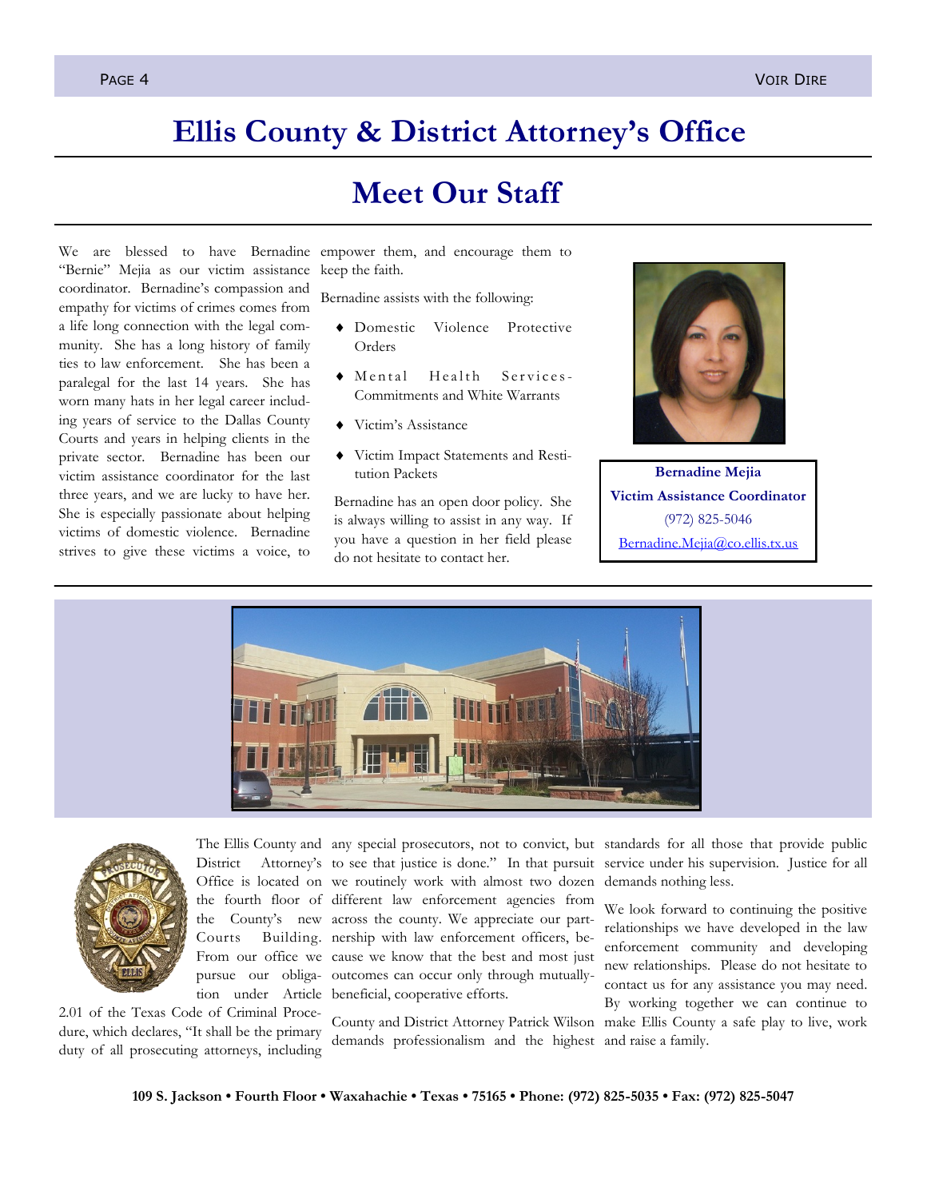# Ellis County & District Attorney's Office

## Meet Our Staff

We are blessed to have Bernadine "Bernie" Mejia as our victim assistance coordinator. Bernadine's compassion and empathy for victims of crimes comes from a life long connection with the legal community. She has a long history of family ties to law enforcement. She has been a paralegal for the last 14 years. She has worn many hats in her legal career including years of service to the Dallas County Courts and years in helping clients in the private sector. Bernadine has been our victim assistance coordinator for the last three years, and we are lucky to have her. She is especially passionate about helping victims of domestic violence. Bernadine strives to give these victims a voice, to empower them, and encourage them to keep the faith.

Bernadine assists with the following:

- Domestic Violence Protective Orders
- Mental Health Services-Commitments and White Warrants
- Victim's Assistance
- Victim Impact Statements and Restitution Packets

Bernadine has an open door policy. She is always willing to assist in any way. If you have a question in her field please do not hesitate to contact her.

**Bernadine Mejia**
**Victim Assistance Coordinator**
(972) 825-5046
Bernadine.Mejia@co.ellis.tx.us

The Ellis County and District Attorney's Office is located on the fourth floor of the County's new Courts Building. From our office we pursue our obligation under Article 2.01 of the Texas Code of Criminal Procedure, which declares, "It shall be the primary duty of all prosecuting attorneys, including any special prosecutors, not to convict, but to see that justice is done." In that pursuit we routinely work with almost two dozen different law enforcement agencies from across the county. We appreciate our partnership with law enforcement officers, because we know that the best and most just outcomes can occur only through mutually-beneficial, cooperative efforts.

County and District Attorney Patrick Wilson demands professionalism and the highest standards for all those that provide public service under his supervision. Justice for all demands nothing less.

We look forward to continuing the positive relationships we have developed in the law enforcement community and developing new relationships. Please do not hesitate to contact us for any assistance you may need. By working together we can continue to make Ellis County a safe play to live, work and raise a family.

**109 S. Jackson • Fourth Floor • Waxahachie • Texas • 75165 • Phone: (972) 825-5035 • Fax: (972) 825-5047**